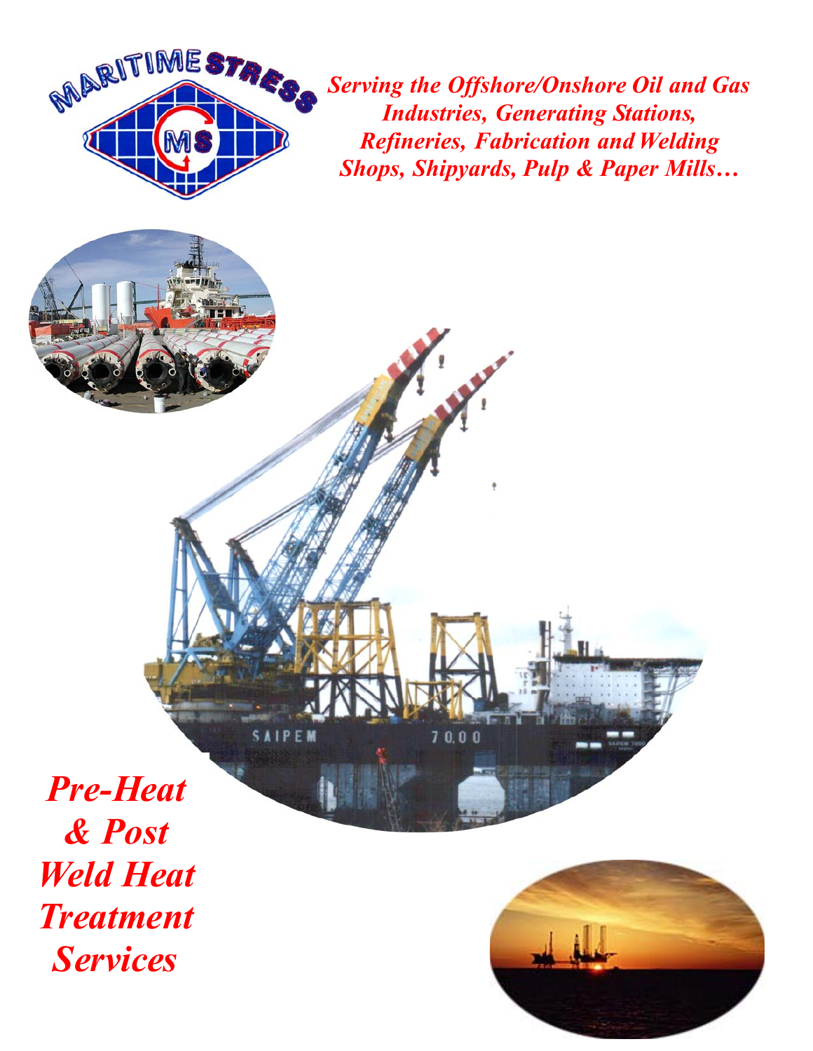*Serving the Offshore/Onshore Oil and Gas Industries, Generating Stations, Refineries, Fabrication and Welding Shops, Shipyards, Pulp & Paper Mills…*

# *Pre-Heat & Post Weld Heat Treatment Services*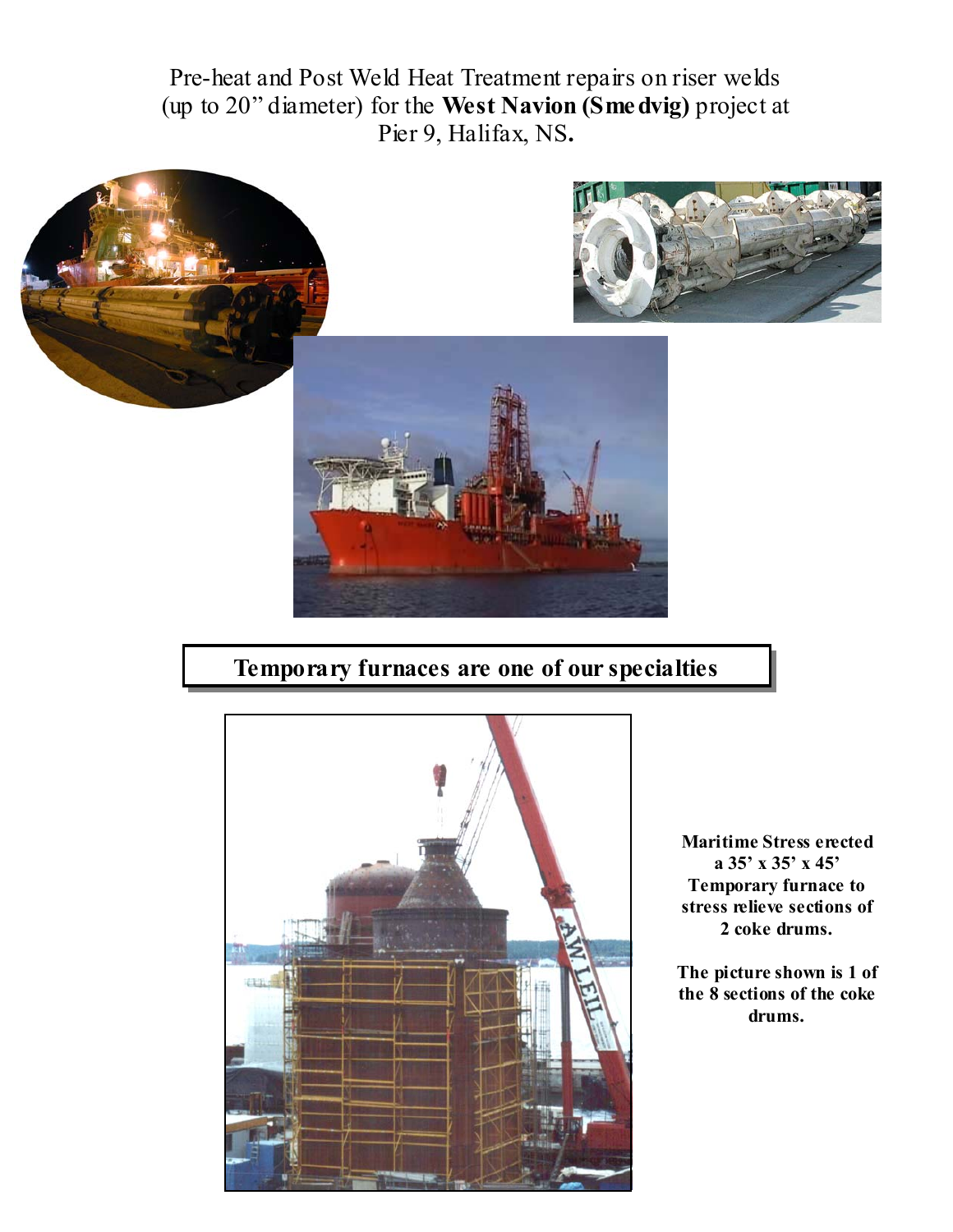Pre-heat and Post Weld Heat Treatment repairs on riser welds (up to 20" diameter) for the **West Navion (Smedvig)** project at Pier 9, Halifax, NS**.**

**Temporary furnaces are one of our specialties**

**Maritime Stress erected a 35' x 35' x 45' Temporary furnace to stress relieve sections of 2 coke drums.**

**The picture shown is 1 of the 8 sections of the coke drums.**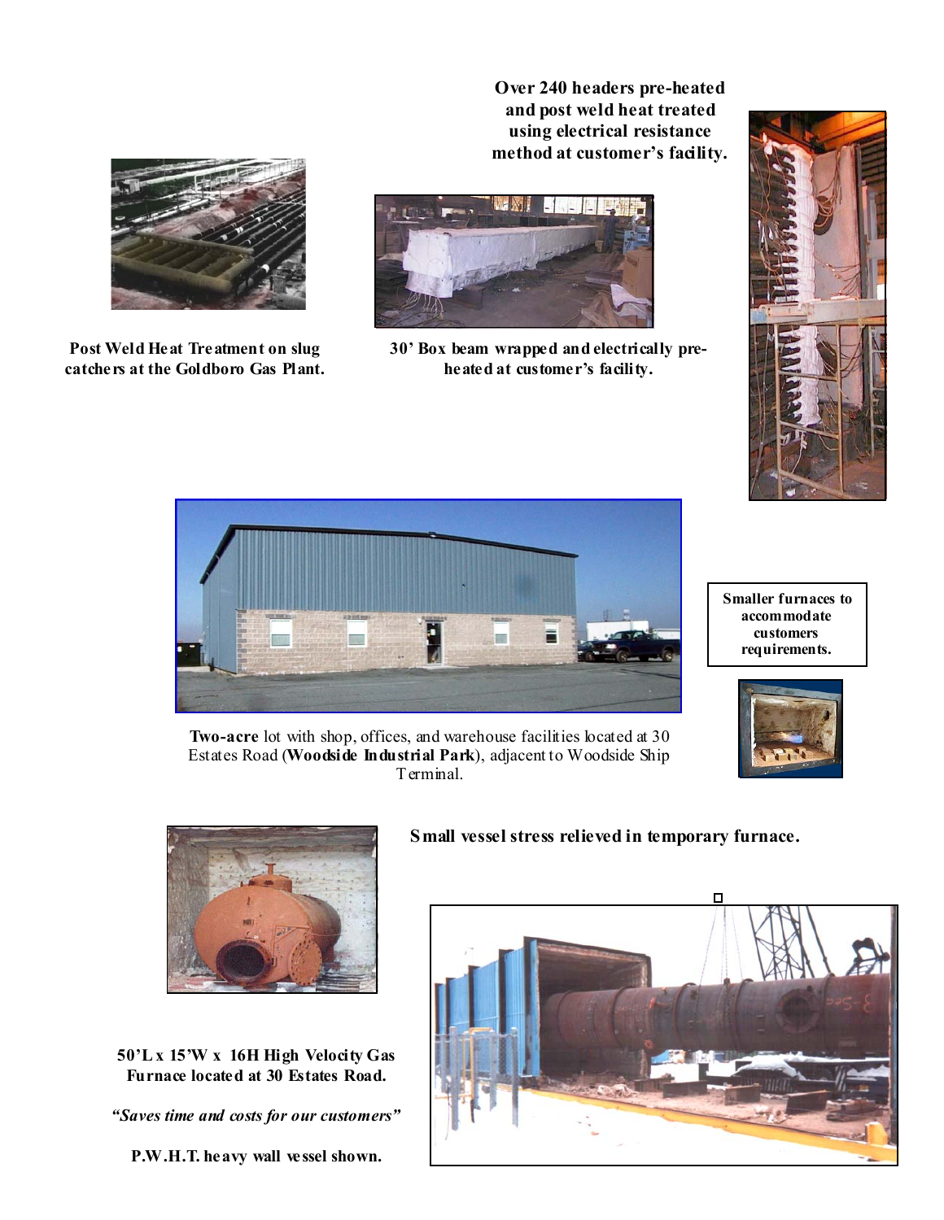**Over 240 headers pre-heated and post weld heat treated using electrical resistance method at customer's facility.**

**Post Weld Heat Treatment on slug catchers at the Goldboro Gas Plant.**

**30' Box beam wrapped and electrically pre-heated at customer's facility.**

**Smaller furnaces to accommodate customers requirements.**

**Two-acre** lot with shop, offices, and warehouse facilities located at 30 Estates Road (**Woodside Industrial Park**), adjacent to Woodside Ship Terminal.

**Small vessel stress relieved in temporary furnace.**

**50'L x 15'W x 16H High Velocity Gas Furnace located at 30 Estates Road.**

***"Saves time and costs for our customers"***

**P.W.H.T. heavy wall vessel shown.**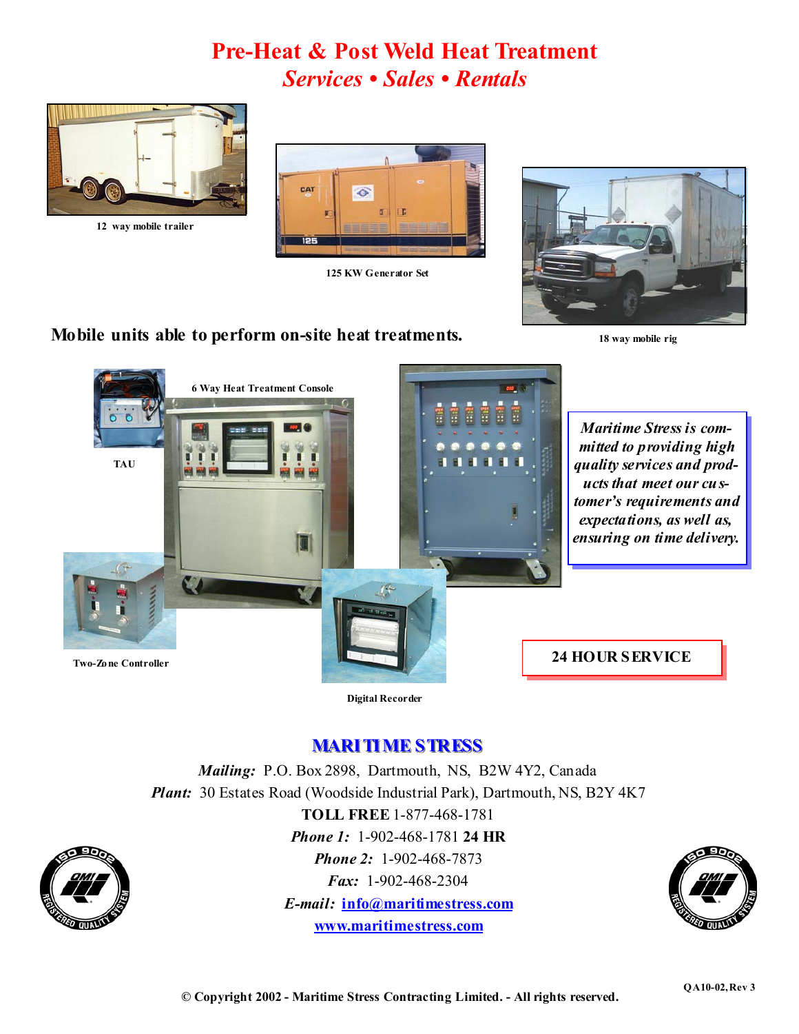# Pre-Heat & Post Weld Heat Treatment

## *Services • Sales • Rentals*

12 way mobile trailer

125 KW Generator Set

18 way mobile rig

**Mobile units able to perform on-site heat treatments.**

TAU

6 Way Heat Treatment Console

*Maritime Stress is committed to providing high quality services and products that meet our customer's requirements and expectations, as well as, ensuring on time delivery.*

Two-Zone Controller

Digital Recorder

**24 HOUR SERVICE**

## MARITIME STRESS

***Mailing:*** P.O. Box 2898, Dartmouth, NS, B2W 4Y2, Canada

***Plant:*** 30 Estates Road (Woodside Industrial Park), Dartmouth, NS, B2Y 4K7

**TOLL FREE** 1-877-468-1781

***Phone 1:*** 1-902-468-1781 **24 HR**

***Phone 2:*** 1-902-468-7873

***Fax:*** 1-902-468-2304

***E-mail:*** info@maritimestress.com

www.maritimestress.com

ISO 9002 QMI REGISTERED QUALITY SYSTEM

ISO 9002 QMI REGISTERED QUALITY SYSTEM

**© Copyright 2002 - Maritime Stress Contracting Limited. - All rights reserved.**

**QA10-02, Rev 3**